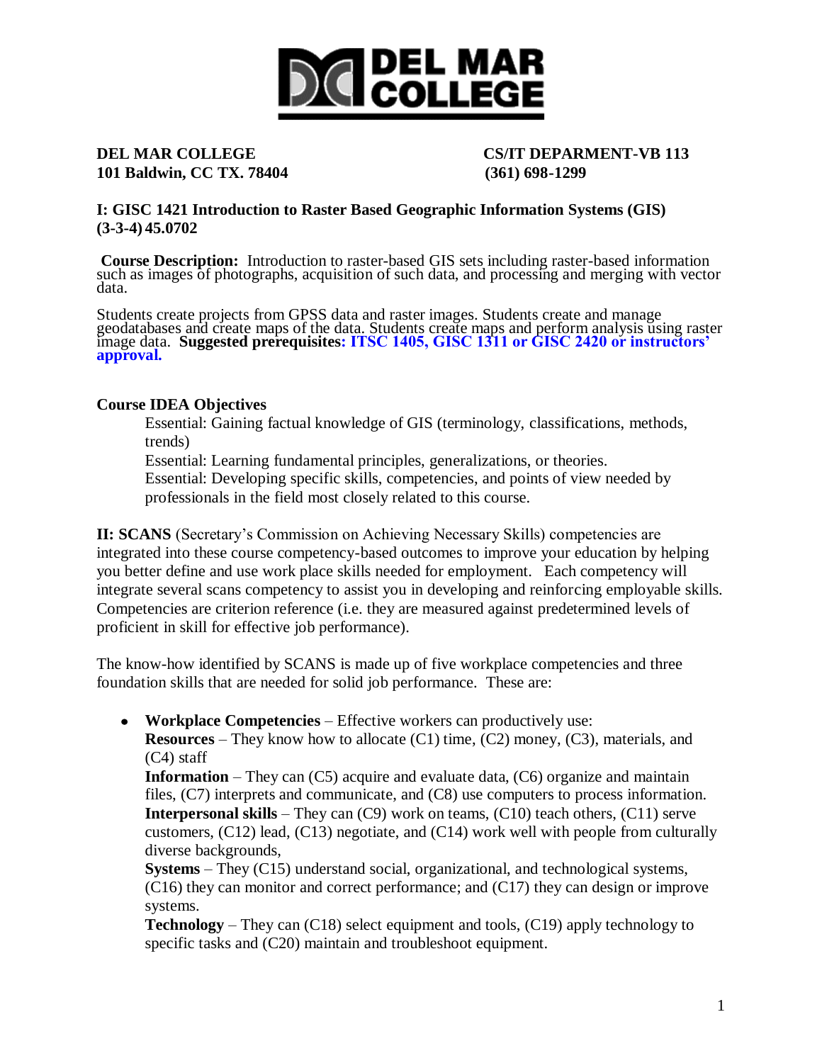**DEL MAR COLLEGE**
**101 Baldwin, CC TX. 78404**

**CS/IT DEPARMENT-VB 113**
**(361) 698-1299**

## I: GISC 1421 Introduction to Raster Based Geographic Information Systems (GIS) (3-3-4) 45.0702

**Course Description:** Introduction to raster-based GIS sets including raster-based information such as images of photographs, acquisition of such data, and processing and merging with vector data.

Students create projects from GPSS data and raster images. Students create and manage geodatabases and create maps of the data. Students create maps and perform analysis using raster image data. **Suggested prerequisites: ITSC 1405, GISC 1311 or GISC 2420 or instructors' approval.**

### Course IDEA Objectives

Essential: Gaining factual knowledge of GIS (terminology, classifications, methods, trends)
Essential: Learning fundamental principles, generalizations, or theories.
Essential: Developing specific skills, competencies, and points of view needed by professionals in the field most closely related to this course.

**II: SCANS** (Secretary's Commission on Achieving Necessary Skills) competencies are integrated into these course competency-based outcomes to improve your education by helping you better define and use work place skills needed for employment. Each competency will integrate several scans competency to assist you in developing and reinforcing employable skills. Competencies are criterion reference (i.e. they are measured against predetermined levels of proficient in skill for effective job performance).

The know-how identified by SCANS is made up of five workplace competencies and three foundation skills that are needed for solid job performance. These are:

- **Workplace Competencies** – Effective workers can productively use:
  **Resources** – They know how to allocate (C1) time, (C2) money, (C3), materials, and (C4) staff
  **Information** – They can (C5) acquire and evaluate data, (C6) organize and maintain files, (C7) interprets and communicate, and (C8) use computers to process information.
  **Interpersonal skills** – They can (C9) work on teams, (C10) teach others, (C11) serve customers, (C12) lead, (C13) negotiate, and (C14) work well with people from culturally diverse backgrounds,
  **Systems** – They (C15) understand social, organizational, and technological systems, (C16) they can monitor and correct performance; and (C17) they can design or improve systems.
  **Technology** – They can (C18) select equipment and tools, (C19) apply technology to specific tasks and (C20) maintain and troubleshoot equipment.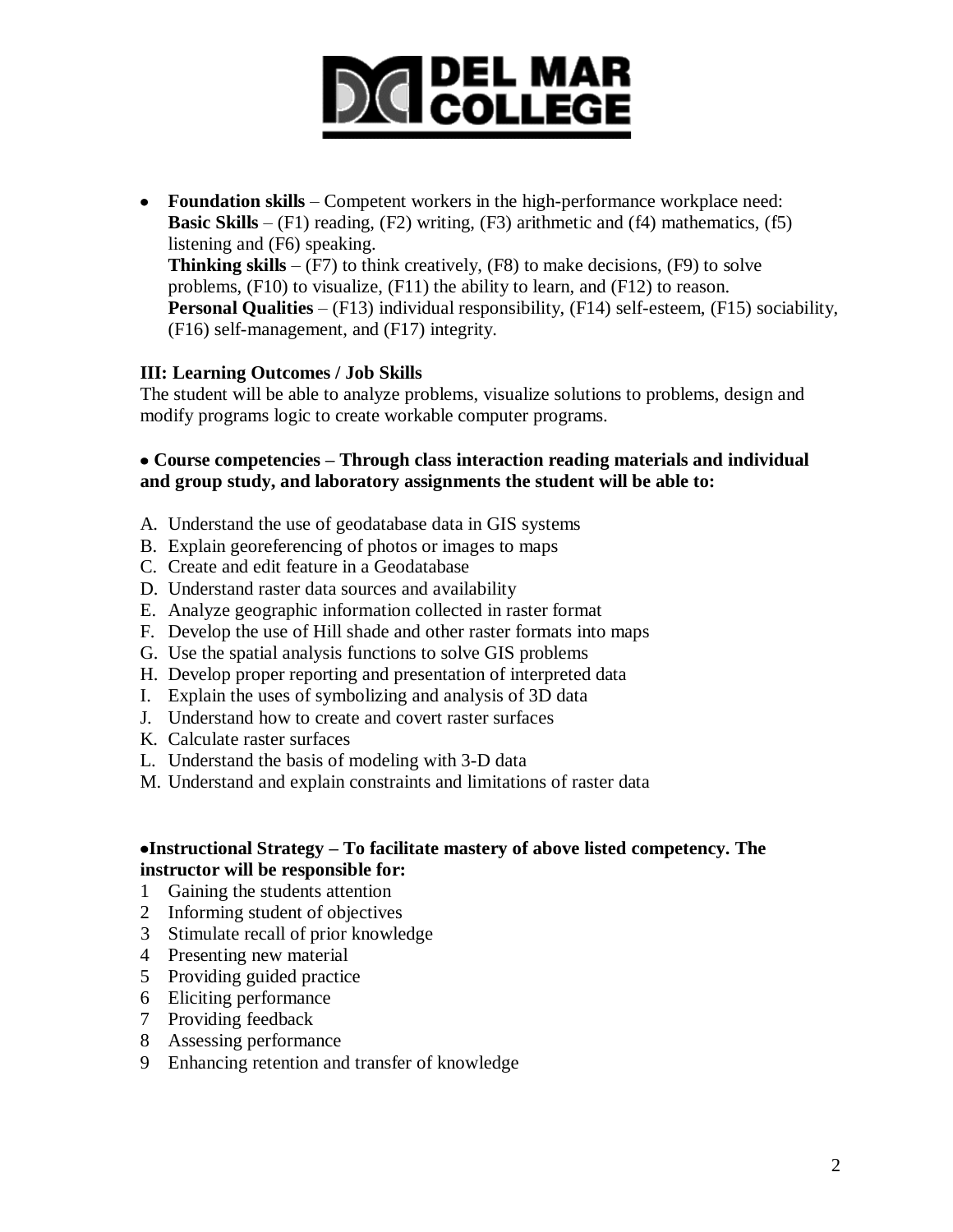- **Foundation skills** – Competent workers in the high-performance workplace need:
  **Basic Skills** – (F1) reading, (F2) writing, (F3) arithmetic and (f4) mathematics, (f5) listening and (F6) speaking.
  **Thinking skills** – (F7) to think creatively, (F8) to make decisions, (F9) to solve problems, (F10) to visualize, (F11) the ability to learn, and (F12) to reason.
  **Personal Qualities** – (F13) individual responsibility, (F14) self-esteem, (F15) sociability, (F16) self-management, and (F17) integrity.

**III: Learning Outcomes / Job Skills**

The student will be able to analyze problems, visualize solutions to problems, design and modify programs logic to create workable computer programs.

- **Course competencies – Through class interaction reading materials and individual and group study, and laboratory assignments the student will be able to:**

A. Understand the use of geodatabase data in GIS systems
B. Explain georeferencing of photos or images to maps
C. Create and edit feature in a Geodatabase
D. Understand raster data sources and availability
E. Analyze geographic information collected in raster format
F. Develop the use of Hill shade and other raster formats into maps
G. Use the spatial analysis functions to solve GIS problems
H. Develop proper reporting and presentation of interpreted data
I. Explain the uses of symbolizing and analysis of 3D data
J. Understand how to create and covert raster surfaces
K. Calculate raster surfaces
L. Understand the basis of modeling with 3-D data
M. Understand and explain constraints and limitations of raster data

- **Instructional Strategy – To facilitate mastery of above listed competency. The instructor will be responsible for:**

1 Gaining the students attention
2 Informing student of objectives
3 Stimulate recall of prior knowledge
4 Presenting new material
5 Providing guided practice
6 Eliciting performance
7 Providing feedback
8 Assessing performance
9 Enhancing retention and transfer of knowledge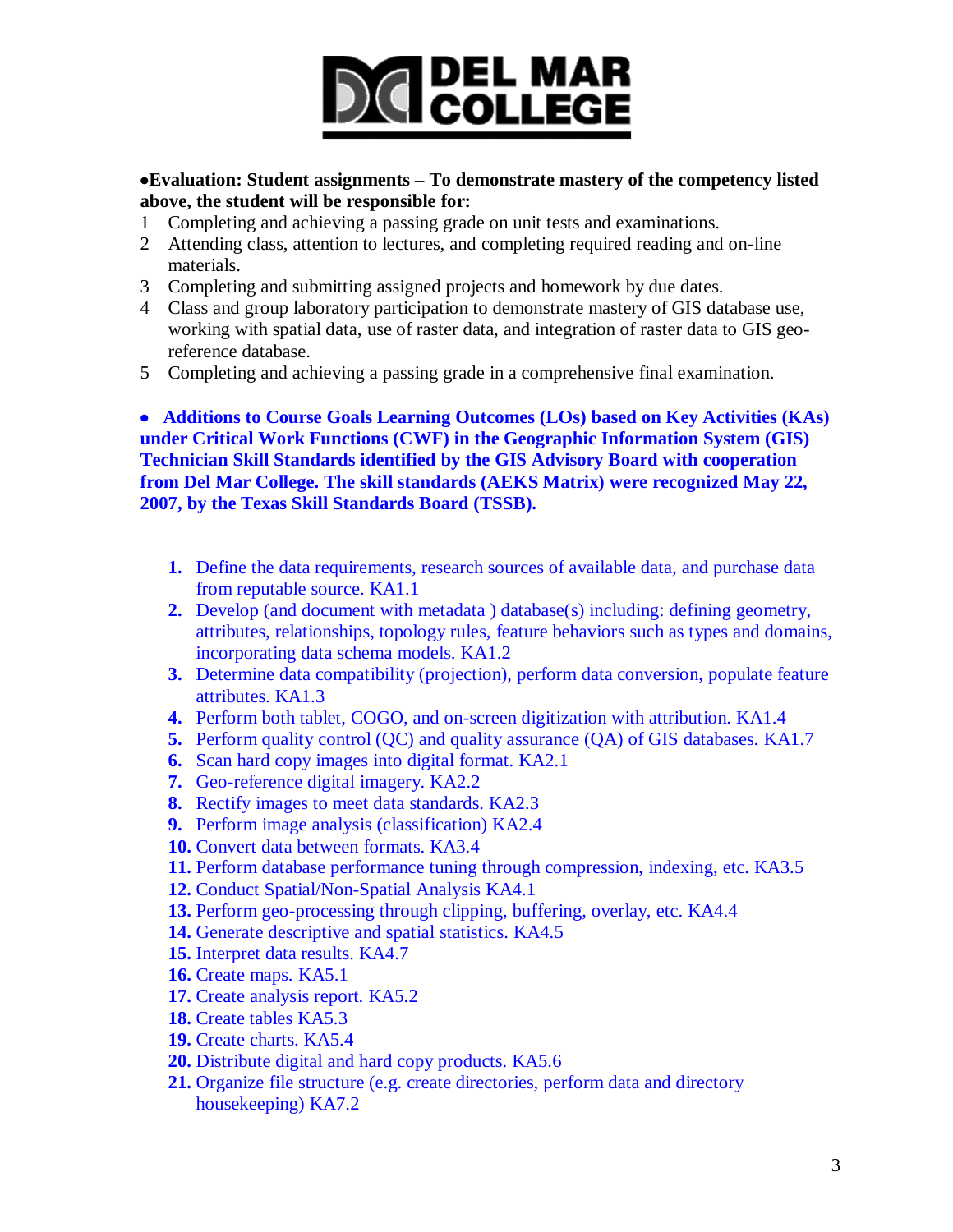•**Evaluation: Student assignments – To demonstrate mastery of the competency listed above, the student will be responsible for:**

1. Completing and achieving a passing grade on unit tests and examinations.
2. Attending class, attention to lectures, and completing required reading and on-line materials.
3. Completing and submitting assigned projects and homework by due dates.
4. Class and group laboratory participation to demonstrate mastery of GIS database use, working with spatial data, use of raster data, and integration of raster data to GIS geo-reference database.
5. Completing and achieving a passing grade in a comprehensive final examination.

• **Additions to Course Goals Learning Outcomes (LOs) based on Key Activities (KAs) under Critical Work Functions (CWF) in the Geographic Information System (GIS) Technician Skill Standards identified by the GIS Advisory Board with cooperation from Del Mar College. The skill standards (AEKS Matrix) were recognized May 22, 2007, by the Texas Skill Standards Board (TSSB).**

1. Define the data requirements, research sources of available data, and purchase data from reputable source. KA1.1
2. Develop (and document with metadata ) database(s) including: defining geometry, attributes, relationships, topology rules, feature behaviors such as types and domains, incorporating data schema models. KA1.2
3. Determine data compatibility (projection), perform data conversion, populate feature attributes. KA1.3
4. Perform both tablet, COGO, and on-screen digitization with attribution. KA1.4
5. Perform quality control (QC) and quality assurance (QA) of GIS databases. KA1.7
6. Scan hard copy images into digital format. KA2.1
7. Geo-reference digital imagery. KA2.2
8. Rectify images to meet data standards. KA2.3
9. Perform image analysis (classification) KA2.4
10. Convert data between formats. KA3.4
11. Perform database performance tuning through compression, indexing, etc. KA3.5
12. Conduct Spatial/Non-Spatial Analysis KA4.1
13. Perform geo-processing through clipping, buffering, overlay, etc. KA4.4
14. Generate descriptive and spatial statistics. KA4.5
15. Interpret data results. KA4.7
16. Create maps. KA5.1
17. Create analysis report. KA5.2
18. Create tables KA5.3
19. Create charts. KA5.4
20. Distribute digital and hard copy products. KA5.6
21. Organize file structure (e.g. create directories, perform data and directory housekeeping) KA7.2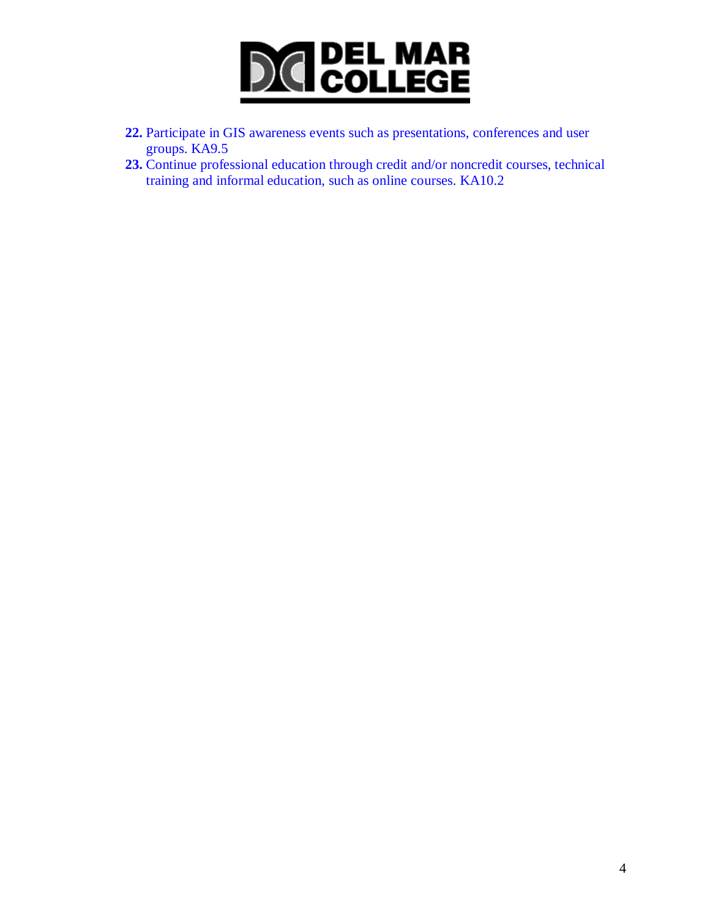22. Participate in GIS awareness events such as presentations, conferences and user groups. KA9.5
23. Continue professional education through credit and/or noncredit courses, technical training and informal education, such as online courses. KA10.2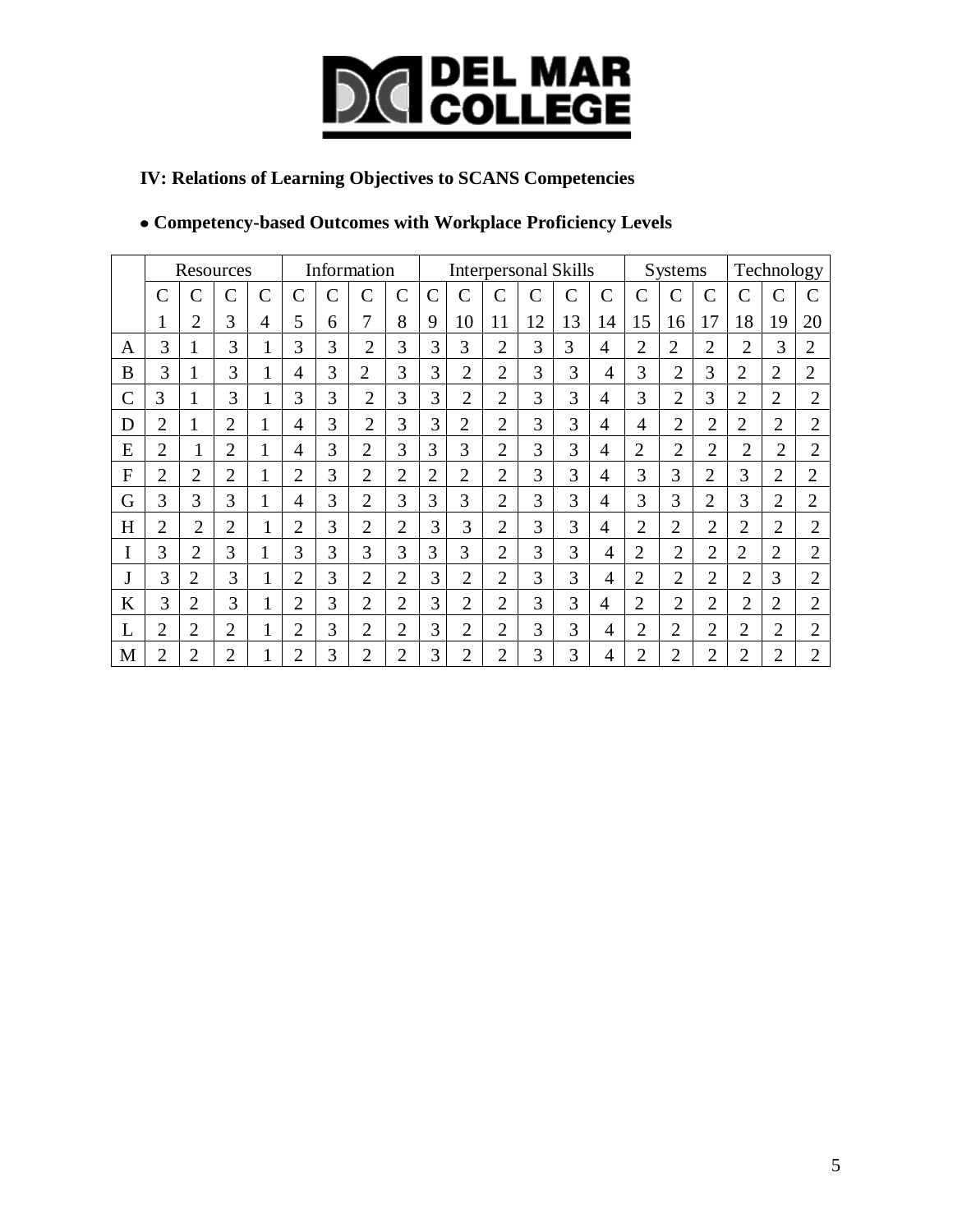### IV: Relations of Learning Objectives to SCANS Competencies

- **Competency-based Outcomes with Workplace Proficiency Levels**

| | Resources | | | | Information | | | | Interpersonal Skills | | | | | | Systems | | | Technology | | |
|---|---|---|---|---|---|---|---|---|---|---|---|---|---|---|---|---|---|---|---|---|
| | C 1 | C 2 | C 3 | C 4 | C 5 | C 6 | C 7 | C 8 | C 9 | C 10 | C 11 | C 12 | C 13 | C 14 | C 15 | C 16 | C 17 | C 18 | C 19 | C 20 |
| A | 3 | 1 | 3 | 1 | 3 | 3 | 2 | 3 | 3 | 3 | 2 | 3 | 3 | 4 | 2 | 2 | 2 | 2 | 3 | 2 |
| B | 3 | 1 | 3 | 1 | 4 | 3 | 2 | 3 | 3 | 2 | 2 | 3 | 3 | 4 | 3 | 2 | 3 | 2 | 2 | 2 |
| C | 3 | 1 | 3 | 1 | 3 | 3 | 2 | 3 | 3 | 2 | 2 | 3 | 3 | 4 | 3 | 2 | 3 | 2 | 2 | 2 |
| D | 2 | 1 | 2 | 1 | 4 | 3 | 2 | 3 | 3 | 2 | 2 | 3 | 3 | 4 | 4 | 2 | 2 | 2 | 2 | 2 |
| E | 2 | 1 | 2 | 1 | 4 | 3 | 2 | 3 | 3 | 3 | 2 | 3 | 3 | 4 | 2 | 2 | 2 | 2 | 2 | 2 |
| F | 2 | 2 | 2 | 1 | 2 | 3 | 2 | 2 | 2 | 2 | 2 | 3 | 3 | 4 | 3 | 3 | 2 | 3 | 2 | 2 |
| G | 3 | 3 | 3 | 1 | 4 | 3 | 2 | 3 | 3 | 3 | 2 | 3 | 3 | 4 | 3 | 3 | 2 | 3 | 2 | 2 |
| H | 2 | 2 | 2 | 1 | 2 | 3 | 2 | 2 | 3 | 3 | 2 | 3 | 3 | 4 | 2 | 2 | 2 | 2 | 2 | 2 |
| I | 3 | 2 | 3 | 1 | 3 | 3 | 3 | 3 | 3 | 3 | 2 | 3 | 3 | 4 | 2 | 2 | 2 | 2 | 2 | 2 |
| J | 3 | 2 | 3 | 1 | 2 | 3 | 2 | 2 | 3 | 2 | 2 | 3 | 3 | 4 | 2 | 2 | 2 | 2 | 3 | 2 |
| K | 3 | 2 | 3 | 1 | 2 | 3 | 2 | 2 | 3 | 2 | 2 | 3 | 3 | 4 | 2 | 2 | 2 | 2 | 2 | 2 |
| L | 2 | 2 | 2 | 1 | 2 | 3 | 2 | 2 | 3 | 2 | 2 | 3 | 3 | 4 | 2 | 2 | 2 | 2 | 2 | 2 |
| M | 2 | 2 | 2 | 1 | 2 | 3 | 2 | 2 | 3 | 2 | 2 | 3 | 3 | 4 | 2 | 2 | 2 | 2 | 2 | 2 |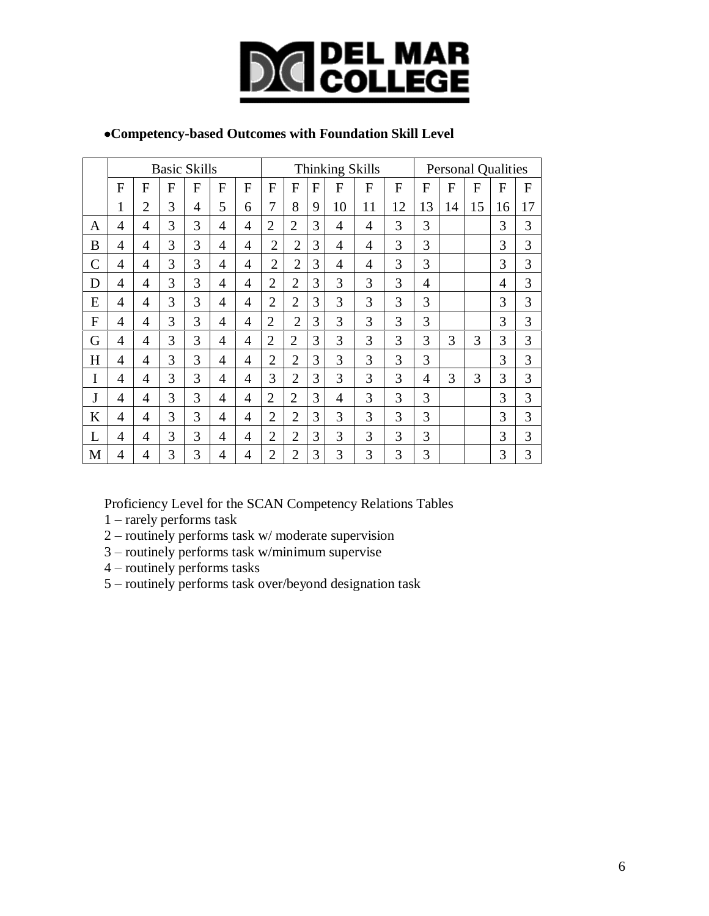DEL MAR COLLEGE

**•Competency-based Outcomes with Foundation Skill Level**

| | Basic Skills | | | | | | Thinking Skills | | | | | | Personal Qualities | | | | |
|---|---|---|---|---|---|---|---|---|---|---|---|---|---|---|---|---|---|
| | F 1 | F 2 | F 3 | F 4 | F 5 | F 6 | F 7 | F 8 | F 9 | F 10 | F 11 | F 12 | F 13 | F 14 | F 15 | F 16 | F 17 |
| A | 4 | 4 | 3 | 3 | 4 | 4 | 2 | 2 | 3 | 4 | 4 | 3 | 3 | | | 3 | 3 |
| B | 4 | 4 | 3 | 3 | 4 | 4 | 2 | 2 | 3 | 4 | 4 | 3 | 3 | | | 3 | 3 |
| C | 4 | 4 | 3 | 3 | 4 | 4 | 2 | 2 | 3 | 4 | 4 | 3 | 3 | | | 3 | 3 |
| D | 4 | 4 | 3 | 3 | 4 | 4 | 2 | 2 | 3 | 3 | 3 | 3 | 4 | | | 4 | 3 |
| E | 4 | 4 | 3 | 3 | 4 | 4 | 2 | 2 | 3 | 3 | 3 | 3 | 3 | | | 3 | 3 |
| F | 4 | 4 | 3 | 3 | 4 | 4 | 2 | 2 | 3 | 3 | 3 | 3 | 3 | | | 3 | 3 |
| G | 4 | 4 | 3 | 3 | 4 | 4 | 2 | 2 | 3 | 3 | 3 | 3 | 3 | 3 | 3 | 3 | 3 |
| H | 4 | 4 | 3 | 3 | 4 | 4 | 2 | 2 | 3 | 3 | 3 | 3 | 3 | | | 3 | 3 |
| I | 4 | 4 | 3 | 3 | 4 | 4 | 3 | 2 | 3 | 3 | 3 | 3 | 4 | 3 | 3 | 3 | 3 |
| J | 4 | 4 | 3 | 3 | 4 | 4 | 2 | 2 | 3 | 4 | 3 | 3 | 3 | | | 3 | 3 |
| K | 4 | 4 | 3 | 3 | 4 | 4 | 2 | 2 | 3 | 3 | 3 | 3 | 3 | | | 3 | 3 |
| L | 4 | 4 | 3 | 3 | 4 | 4 | 2 | 2 | 3 | 3 | 3 | 3 | 3 | | | 3 | 3 |
| M | 4 | 4 | 3 | 3 | 4 | 4 | 2 | 2 | 3 | 3 | 3 | 3 | 3 | | | 3 | 3 |

Proficiency Level for the SCAN Competency Relations Tables
1 – rarely performs task
2 – routinely performs task w/ moderate supervision
3 – routinely performs task w/minimum supervise
4 – routinely performs tasks
5 – routinely performs task over/beyond designation task